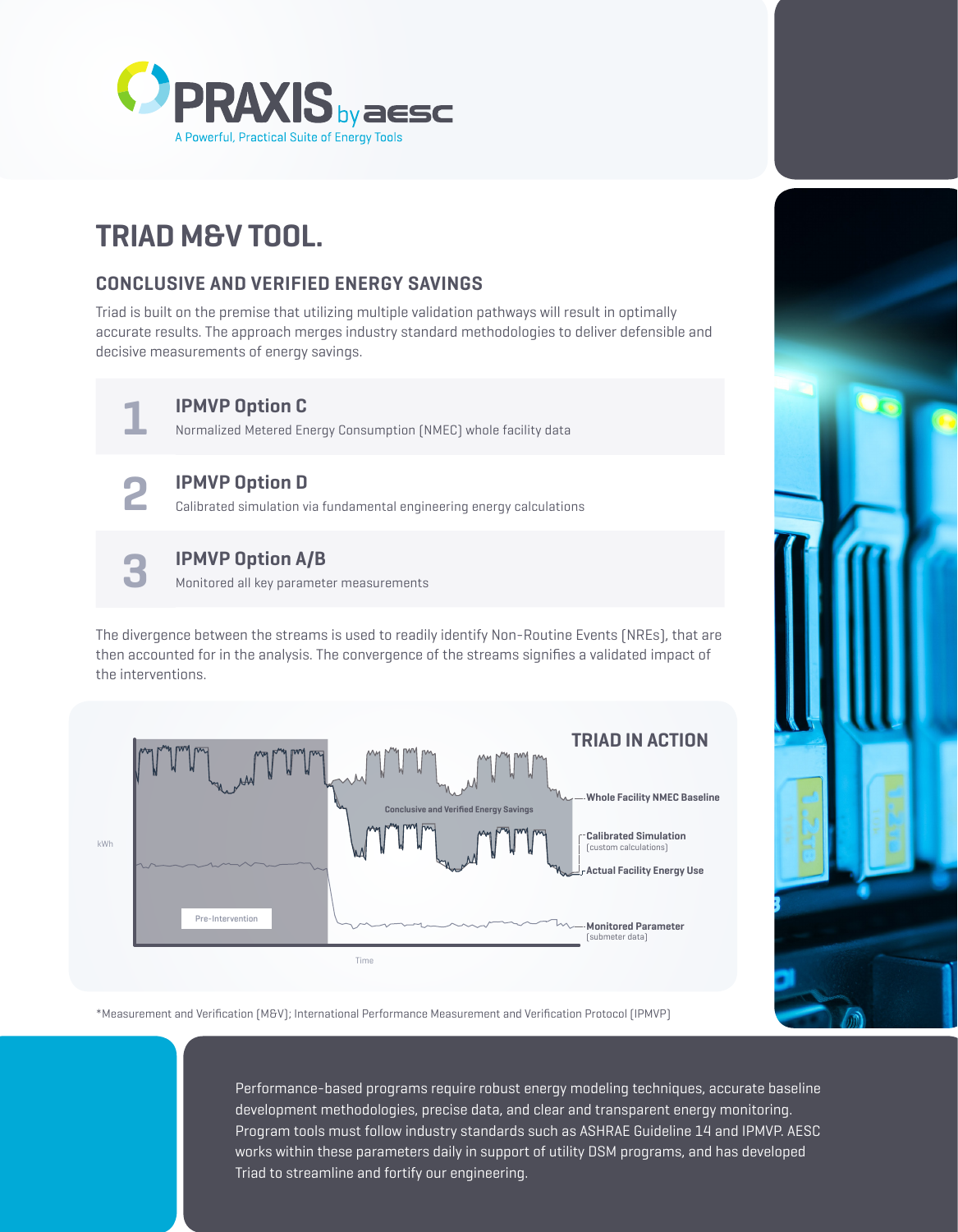PRAXIS by aesc

A Powerful, Practical Suite of Energy Tools

# TRIAD M&V TOOL.

## CONCLUSIVE AND VERIFIED ENERGY SAVINGS

Triad is built on the premise that utilizing multiple validation pathways will result in optimally accurate results. The approach merges industry standard methodologies to deliver defensible and decisive measurements of energy savings.

**1** **IPMVP Option C**
Normalized Metered Energy Consumption (NMEC) whole facility data

**2** **IPMVP Option D**
Calibrated simulation via fundamental engineering energy calculations

**3** **IPMVP Option A/B**
Monitored all key parameter measurements

The divergence between the streams is used to readily identify Non-Routine Events (NREs), that are then accounted for in the analysis. The convergence of the streams signifies a validated impact of the interventions.

**TRIAD IN ACTION**

kWh

Pre-Intervention

Conclusive and Verified Energy Savings

**Whole Facility NMEC Baseline**

**Calibrated Simulation** (custom calculations)

**Actual Facility Energy Use**

**Monitored Parameter** (submeter data)

Time

*Measurement and Verification (M&V); International Performance Measurement and Verification Protocol (IPMVP)

Performance-based programs require robust energy modeling techniques, accurate baseline development methodologies, precise data, and clear and transparent energy monitoring. Program tools must follow industry standards such as ASHRAE Guideline 14 and IPMVP. AESC works within these parameters daily in support of utility DSM programs, and has developed Triad to streamline and fortify our engineering.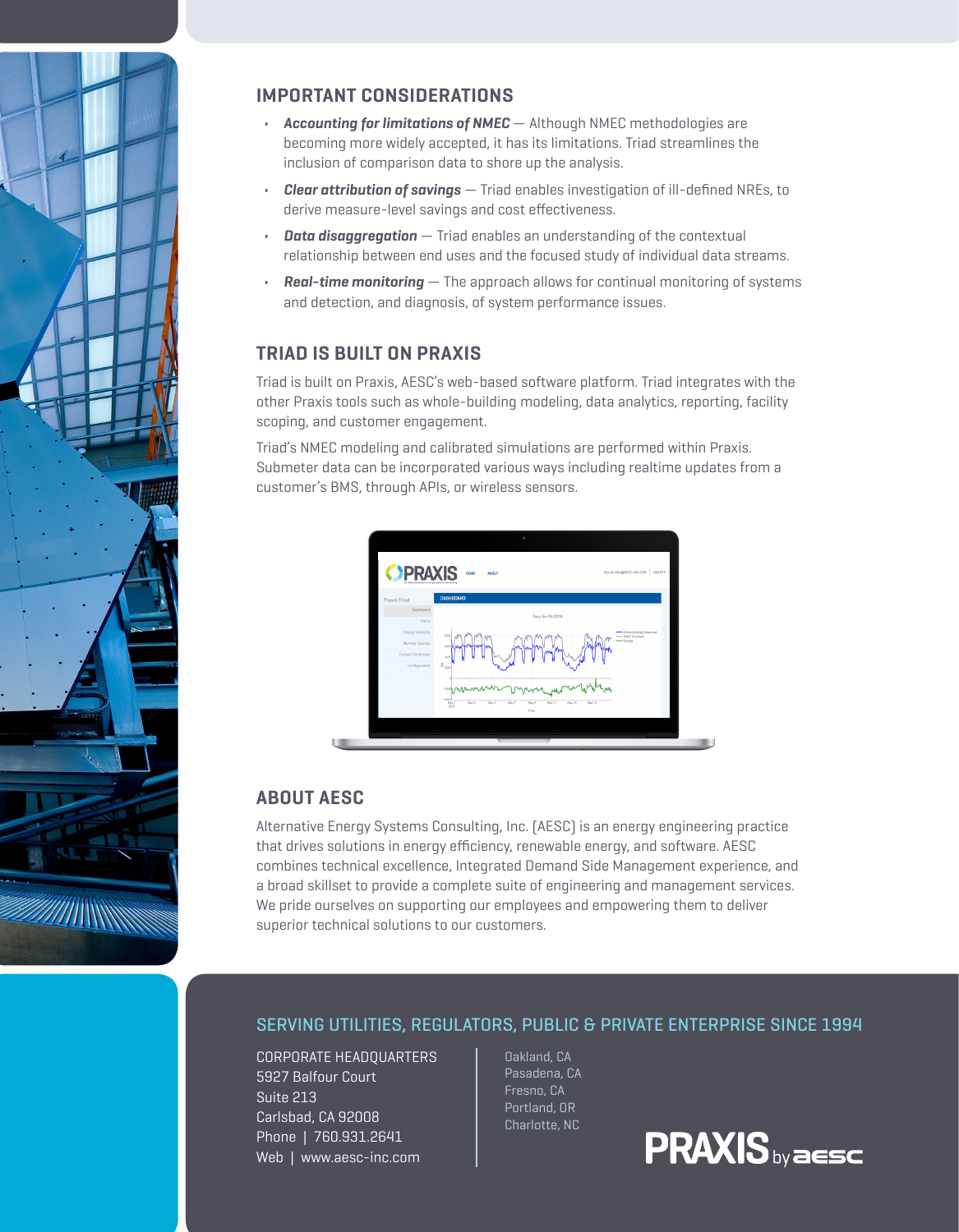## IMPORTANT CONSIDERATIONS

- ***Accounting for limitations of NMEC*** — Although NMEC methodologies are becoming more widely accepted, it has its limitations. Triad streamlines the inclusion of comparison data to shore up the analysis.
- ***Clear attribution of savings*** — Triad enables investigation of ill-defined NREs, to derive measure-level savings and cost effectiveness.
- ***Data disaggregation*** — Triad enables an understanding of the contextual relationship between end uses and the focused study of individual data streams.
- ***Real-time monitoring*** — The approach allows for continual monitoring of systems and detection, and diagnosis, of system performance issues.

## TRIAD IS BUILT ON PRAXIS

Triad is built on Praxis, AESC's web-based software platform. Triad integrates with the other Praxis tools such as whole-building modeling, data analytics, reporting, facility scoping, and customer engagement.

Triad's NMEC modeling and calibrated simulations are performed within Praxis. Submeter data can be incorporated various ways including realtime updates from a customer's BMS, through APIs, or wireless sensors.

## ABOUT AESC

Alternative Energy Systems Consulting, Inc. (AESC) is an energy engineering practice that drives solutions in energy efficiency, renewable energy, and software. AESC combines technical excellence, Integrated Demand Side Management experience, and a broad skillset to provide a complete suite of engineering and management services. We pride ourselves on supporting our employees and empowering them to deliver superior technical solutions to our customers.

### SERVING UTILITIES, REGULATORS, PUBLIC & PRIVATE ENTERPRISE SINCE 1994

CORPORATE HEADQUARTERS
5927 Balfour Court
Suite 213
Carlsbad, CA 92008
Phone | 760.931.2641
Web | www.aesc-inc.com

Oakland, CA
Pasadena, CA
Fresno, CA
Portland, OR
Charlotte, NC

PRAXIS by aesc